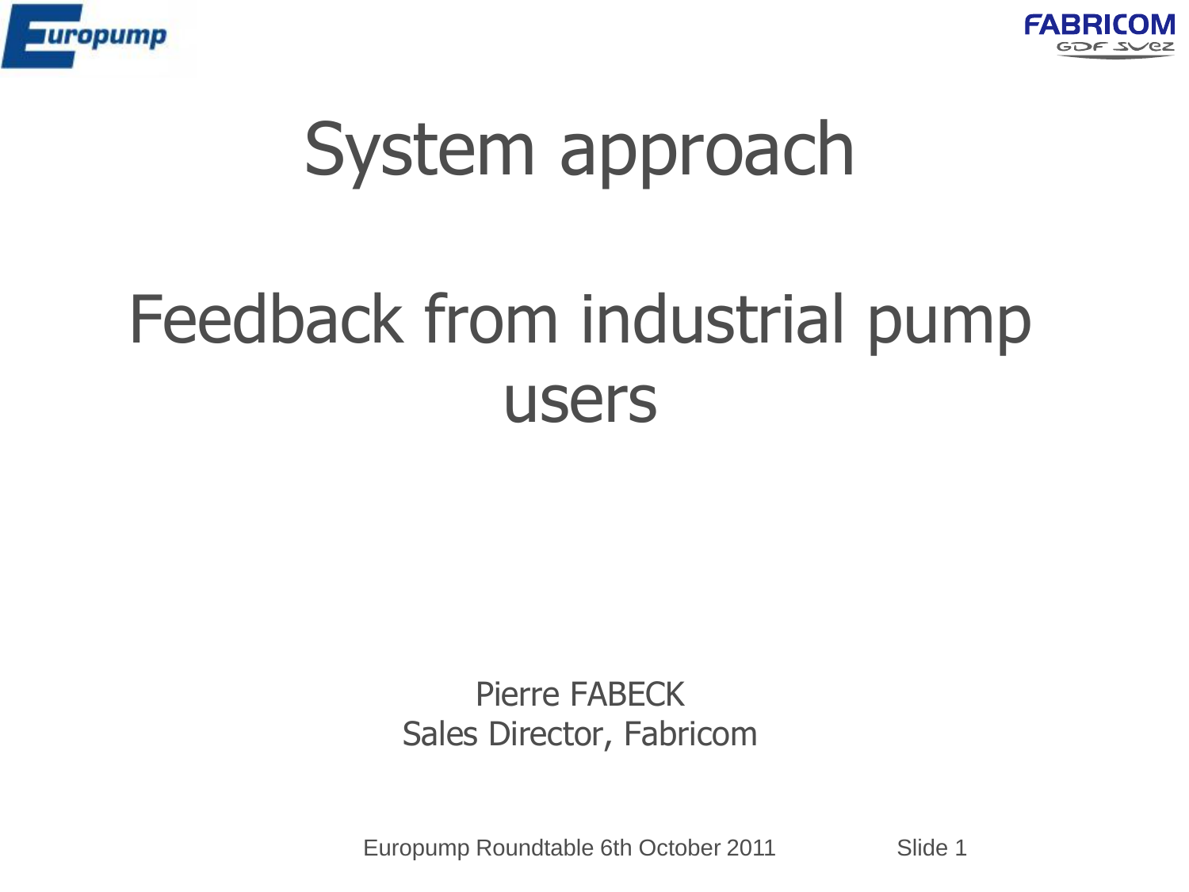# System approach

# Feedback from industrial pump users

Pierre FABECK
Sales Director, Fabricom

Europump Roundtable 6th October 2011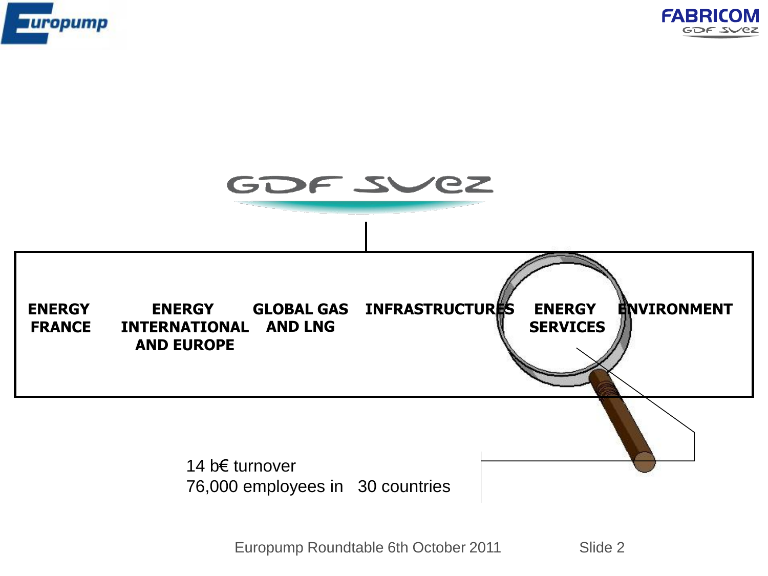GDF SUEZ

| ENERGY FRANCE | ENERGY INTERNATIONAL AND EUROPE | GLOBAL GAS AND LNG | INFRASTRUCTURES | ENERGY SERVICES | ENVIRONMENT |
|---|---|---|---|---|---|

14 b€ turnover
76,000 employees in 30 countries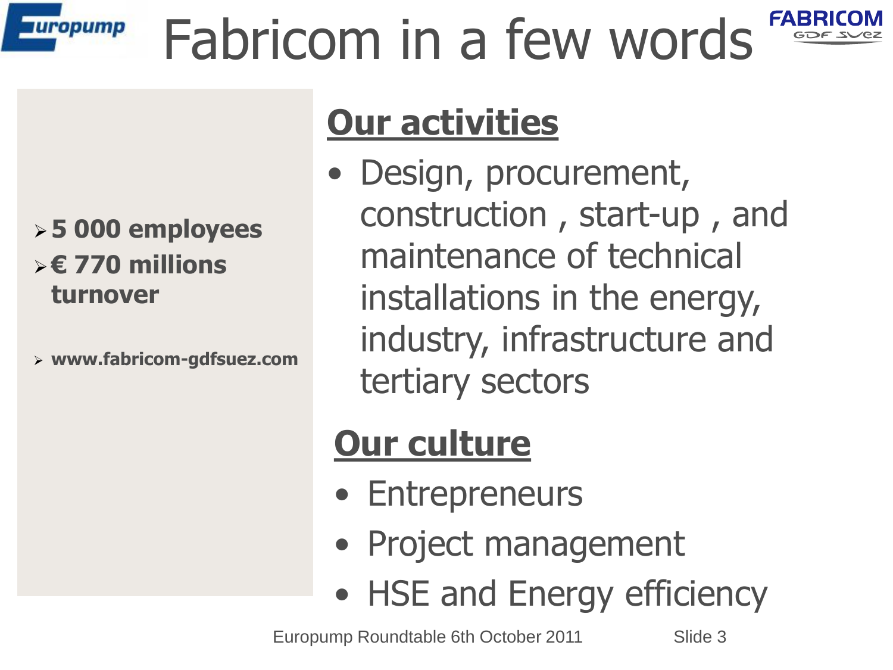# Fabricom in a few words

- **5 000 employees**
- **€ 770 millions turnover**

- **www.fabricom-gdfsuez.com**

## Our activities

- Design, procurement, construction , start-up , and maintenance of technical installations in the energy, industry, infrastructure and tertiary sectors

## Our culture

- Entrepreneurs
- Project management
- HSE and Energy efficiency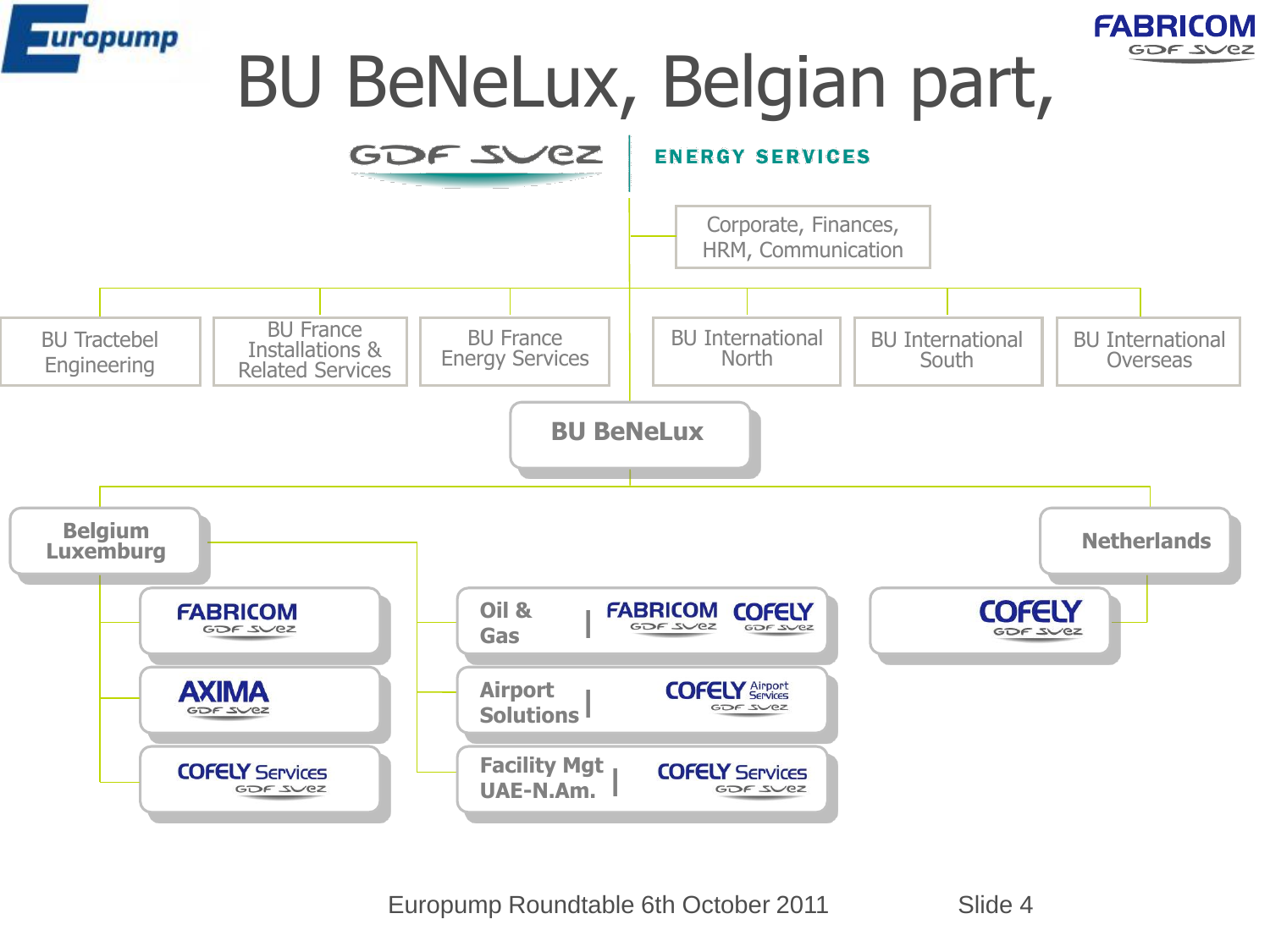# BU BeNeLux, Belgian part,

GDF SUEZ | ENERGY SERVICES

- Corporate, Finances, HRM, Communication
- BU Tractebel Engineering
- BU France Installations & Related Services
- BU France Energy Services
- BU International North
- BU International South
- BU International Overseas
- **BU BeNeLux**
  - **Belgium Luxemburg**
    - FABRICOM GDF SUEZ
    - AXIMA GDF SUEZ
    - COFELY Services GDF SUEZ
    - **Oil & Gas** | FABRICOM GDF SUEZ, COFELY GDF SUEZ
    - **Airport Solutions** | COFELY Airport Services GDF SUEZ
    - **Facility Mgt UAE-N.Am.** | COFELY Services GDF SUEZ
  - **Netherlands**
    - COFELY GDF SUEZ

Europump Roundtable 6th October 2011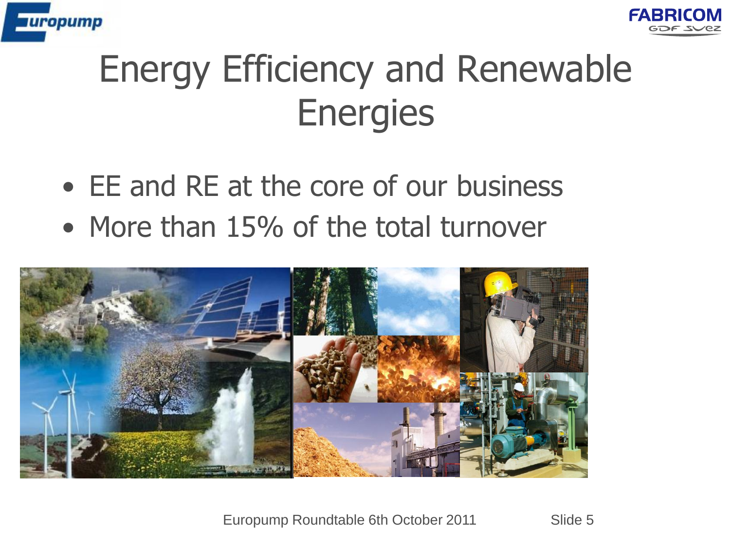# Energy Efficiency and Renewable Energies

- EE and RE at the core of our business
- More than 15% of the total turnover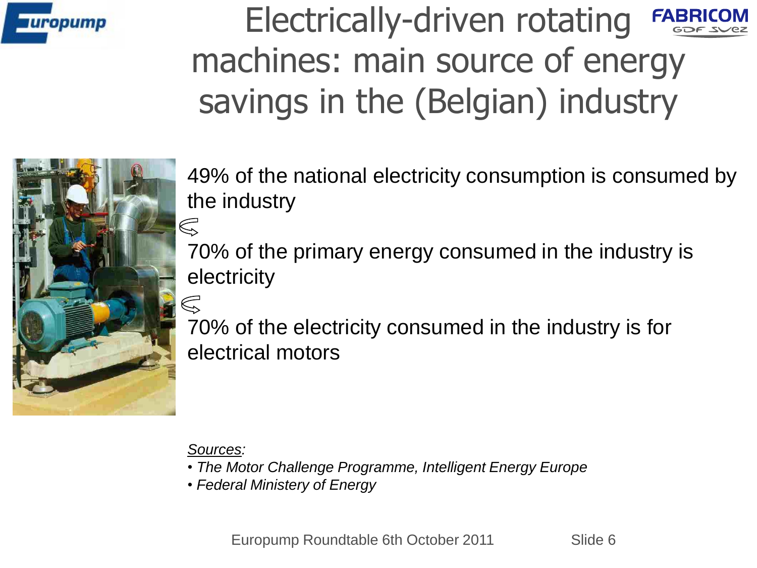# Electrically-driven rotating machines: main source of energy savings in the (Belgian) industry

49% of the national electricity consumption is consumed by the industry

70% of the primary energy consumed in the industry is electricity

70% of the electricity consumed in the industry is for electrical motors

*Sources:*

- *The Motor Challenge Programme, Intelligent Energy Europe*
- *Federal Ministry of Energy*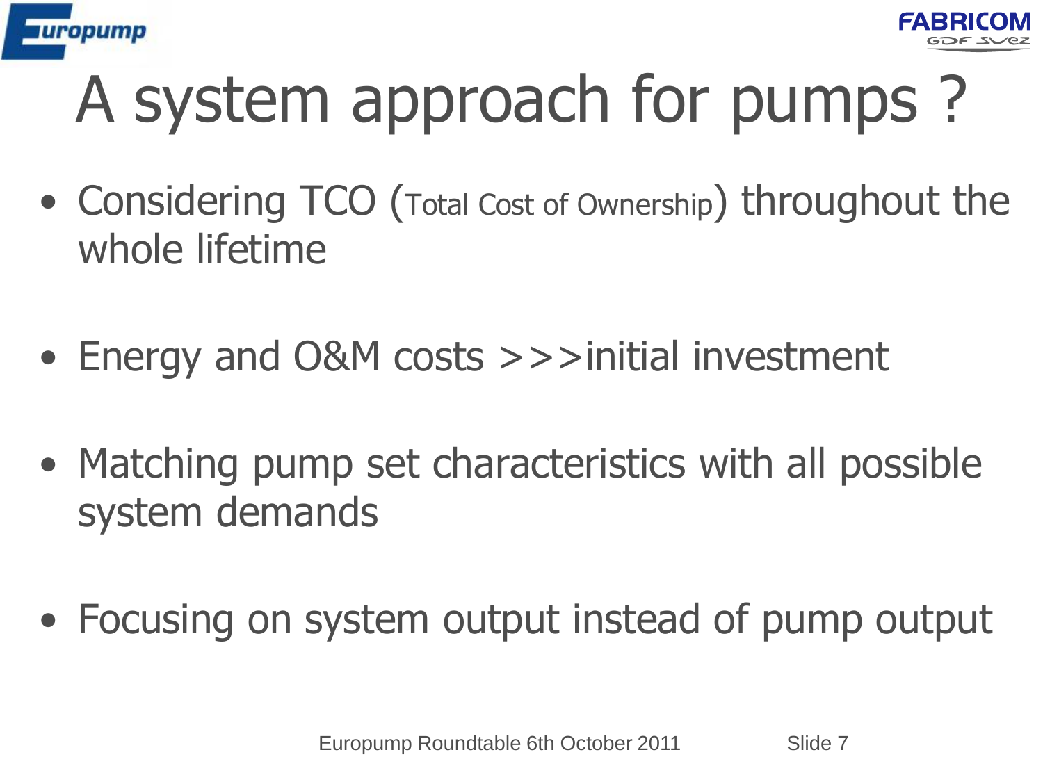# A system approach for pumps ?

- Considering TCO (Total Cost of Ownership) throughout the whole lifetime
- Energy and O&M costs >>>initial investment
- Matching pump set characteristics with all possible system demands
- Focusing on system output instead of pump output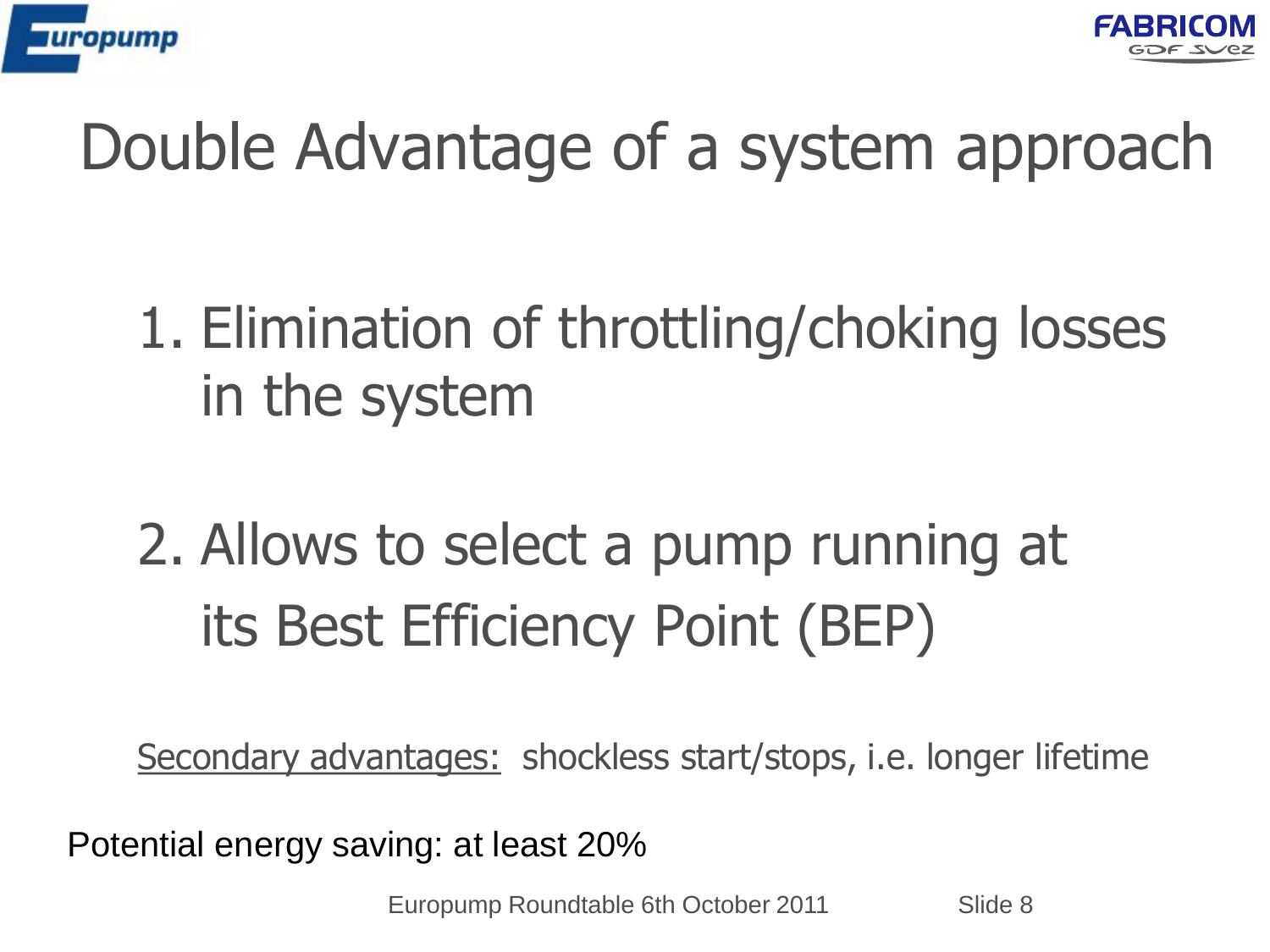# Double Advantage of a system approach

1. Elimination of throttling/choking losses in the system

2. Allows to select a pump running at its Best Efficiency Point (BEP)

<u>Secondary advantages:</u> shockless start/stops, i.e. longer lifetime

Potential energy saving: at least 20%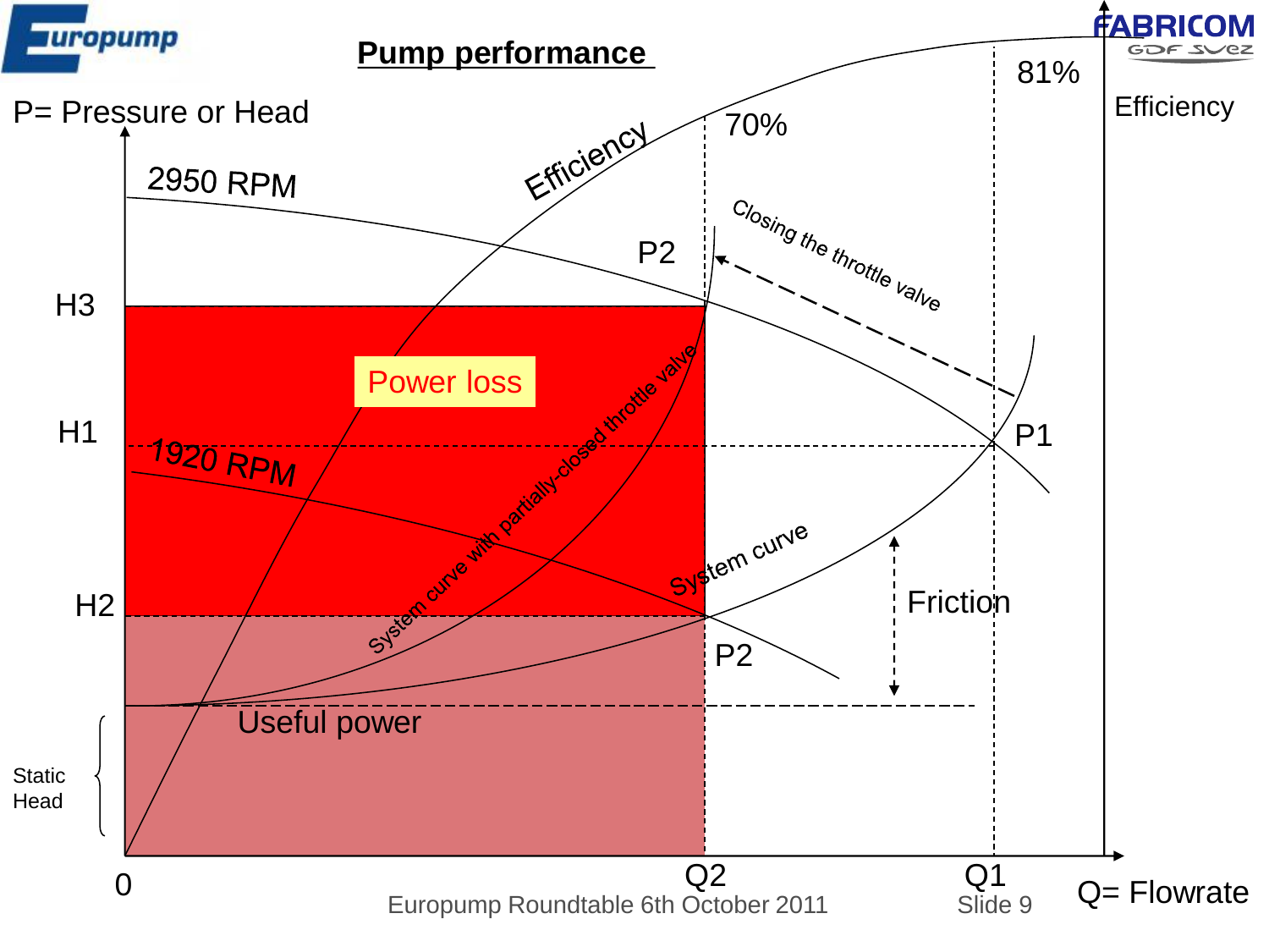# Pump performance

P= Pressure or Head

Efficiency

2950 RPM

1920 RPM

70%

81%

H3

H1

H2

P1

P2

P2

Power loss

Useful power

Closing the throttle valve

System curve with partially-closed throttle valve

System curve

Friction

Static Head

0

Q2

Q1

Q= Flowrate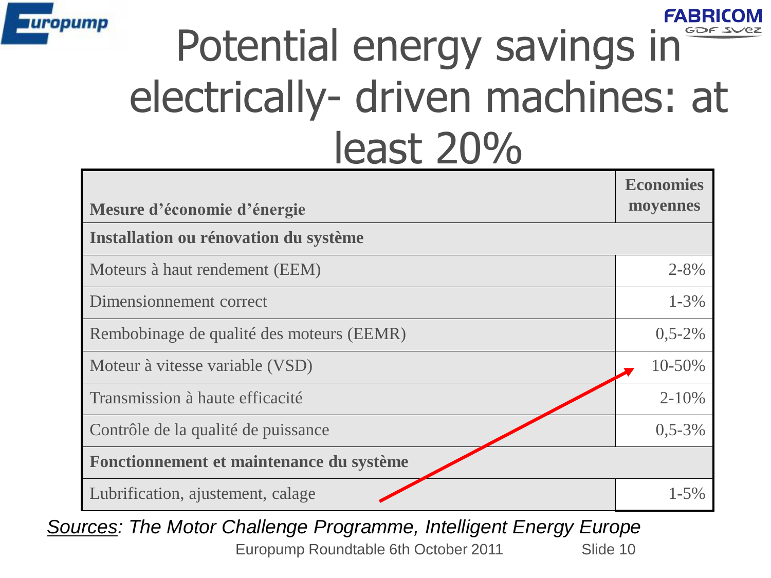# Potential energy savings in electrically- driven machines: at least 20%

| Mesure d'économie d'énergie | Economies moyennes |
|---|---|
| **Installation ou rénovation du système** | |
| Moteurs à haut rendement (EEM) | 2-8% |
| Dimensionnement correct | 1-3% |
| Rembobinage de qualité des moteurs (EEMR) | 0,5-2% |
| Moteur à vitesse variable (VSD) | 10-50% |
| Transmission à haute efficacité | 2-10% |
| Contrôle de la qualité de puissance | 0,5-3% |
| **Fonctionnement et maintenance du système** | |
| Lubrification, ajustement, calage | 1-5% |

*Sources: The Motor Challenge Programme, Intelligent Energy Europe*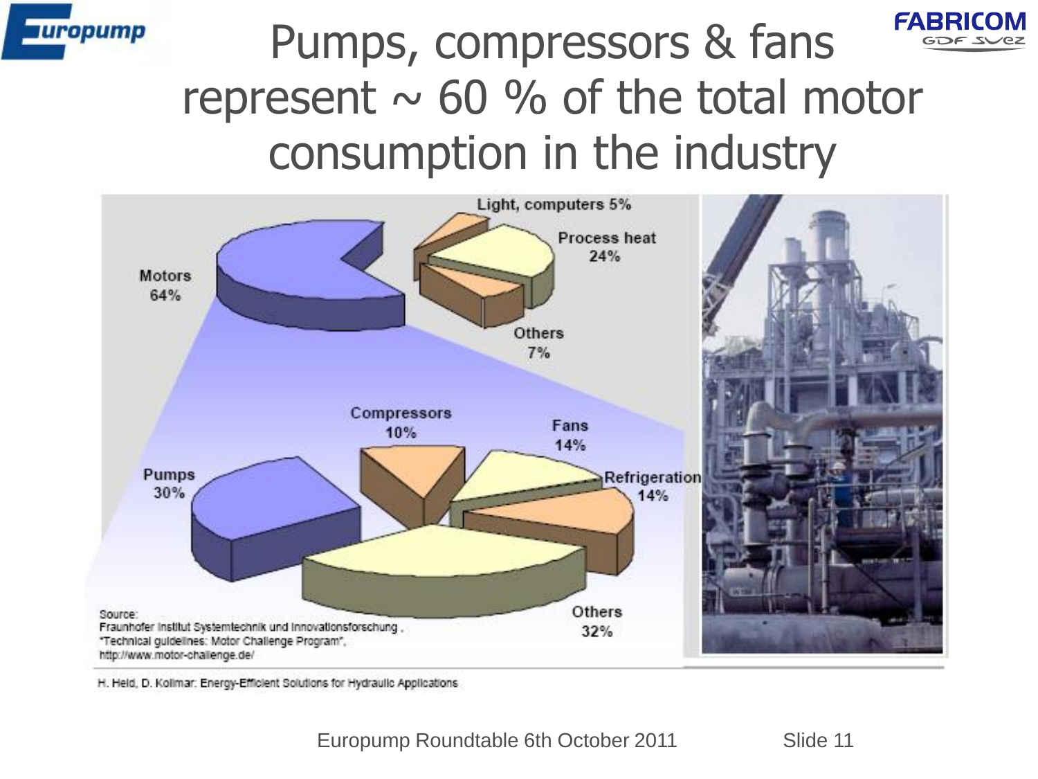# Pumps, compressors & fans represent ~ 60 % of the total motor consumption in the industry

Light, computers 5%

Process heat 24%

Motors 64%

Others 7%

Compressors 10%

Fans 14%

Pumps 30%

Refrigeration 14%

Others 32%

Source:
Fraunhofer Institut Systemtechnik und Innovationsforschung ,
"Technical guidelines: Motor Challenge Program",
http://www.motor-challenge.de/

H. Held, D. Kollmar: Energy-Efficient Solutions for Hydraulic Applications

Europump Roundtable 6th October 2011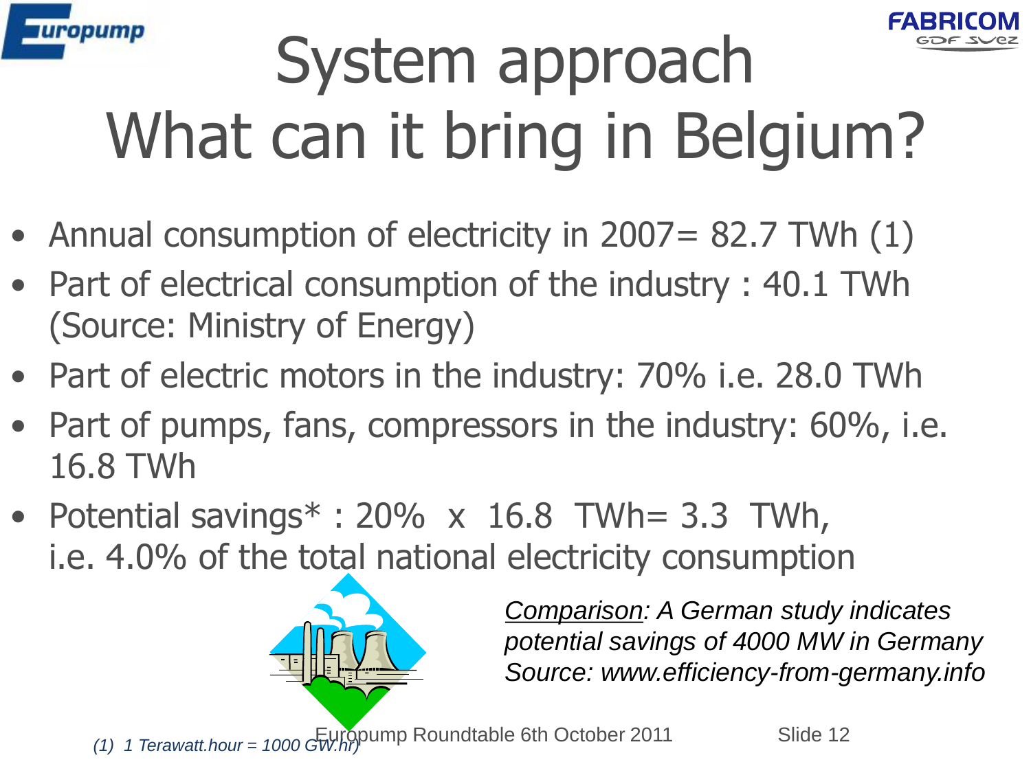# System approach What can it bring in Belgium?

- Annual consumption of electricity in 2007= 82.7 TWh (1)
- Part of electrical consumption of the industry : 40.1 TWh (Source: Ministry of Energy)
- Part of electric motors in the industry: 70% i.e. 28.0 TWh
- Part of pumps, fans, compressors in the industry: 60%, i.e. 16.8 TWh
- Potential savings* : 20% x 16.8 TWh= 3.3 TWh, i.e. 4.0% of the total national electricity consumption

*<u>Comparison</u>: A German study indicates potential savings of 4000 MW in Germany Source: www.efficiency-from-germany.info*

*(1) 1 Terawatt.hour = 1000 GW.hr)*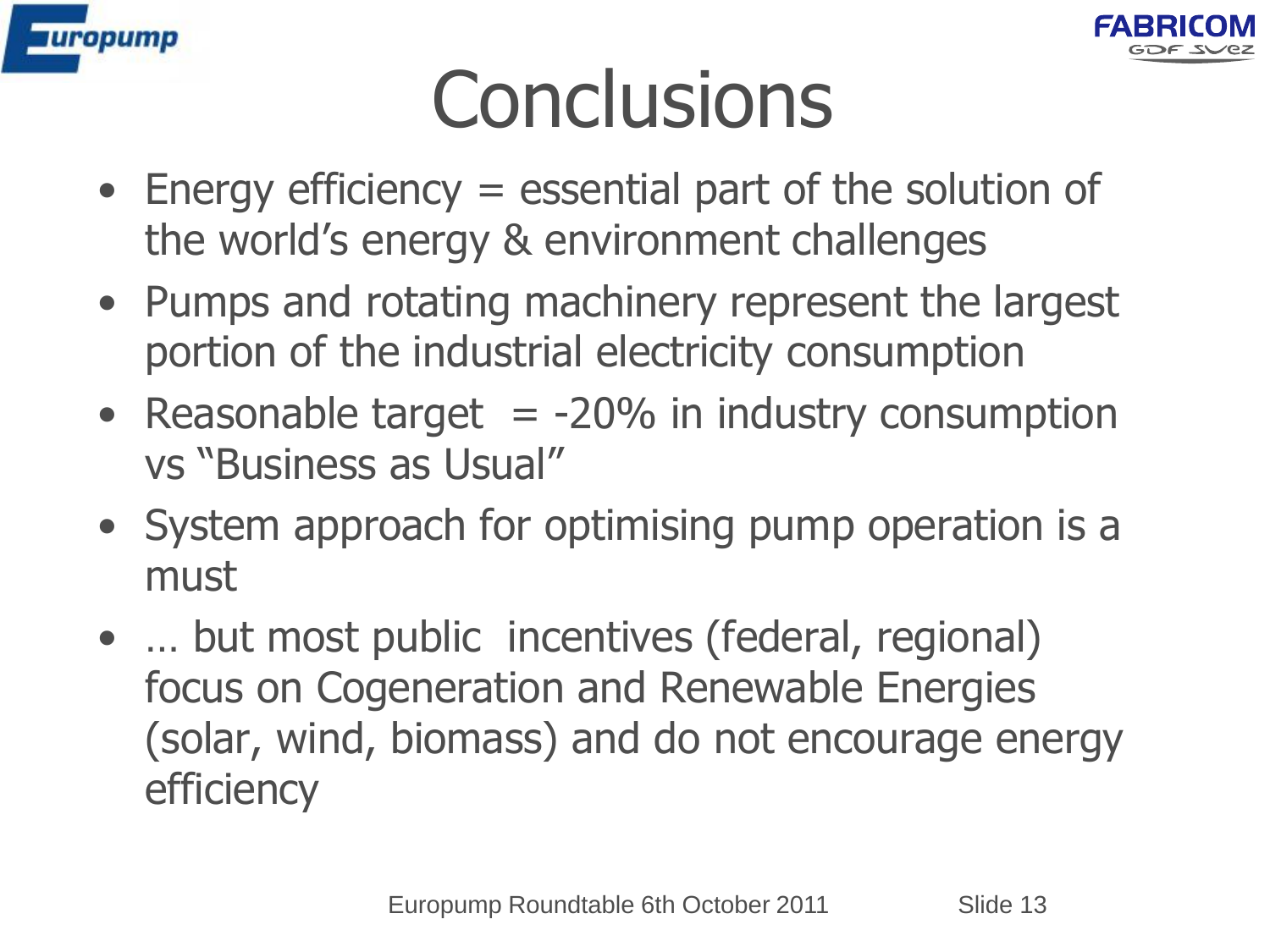# Conclusions

- Energy efficiency = essential part of the solution of the world's energy & environment challenges
- Pumps and rotating machinery represent the largest portion of the industrial electricity consumption
- Reasonable target = -20% in industry consumption vs "Business as Usual"
- System approach for optimising pump operation is a must
- … but most public incentives (federal, regional) focus on Cogeneration and Renewable Energies (solar, wind, biomass) and do not encourage energy efficiency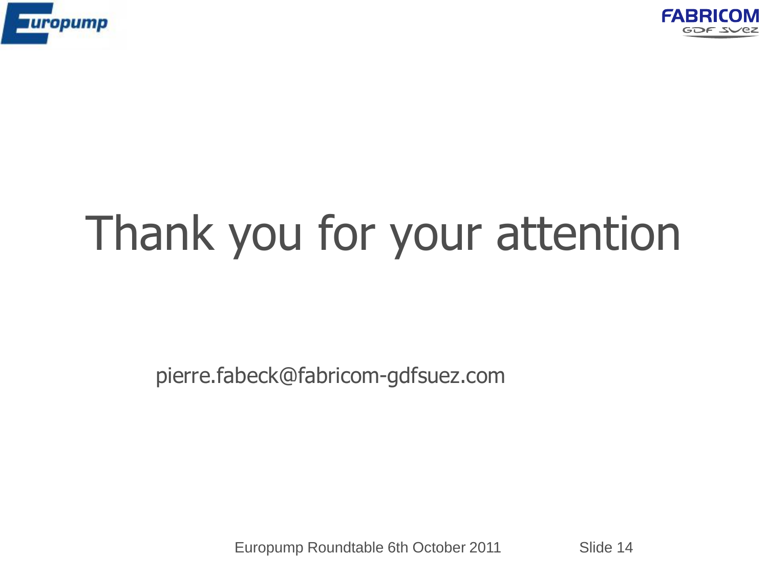# Thank you for your attention

pierre.fabeck@fabricom-gdfsuez.com